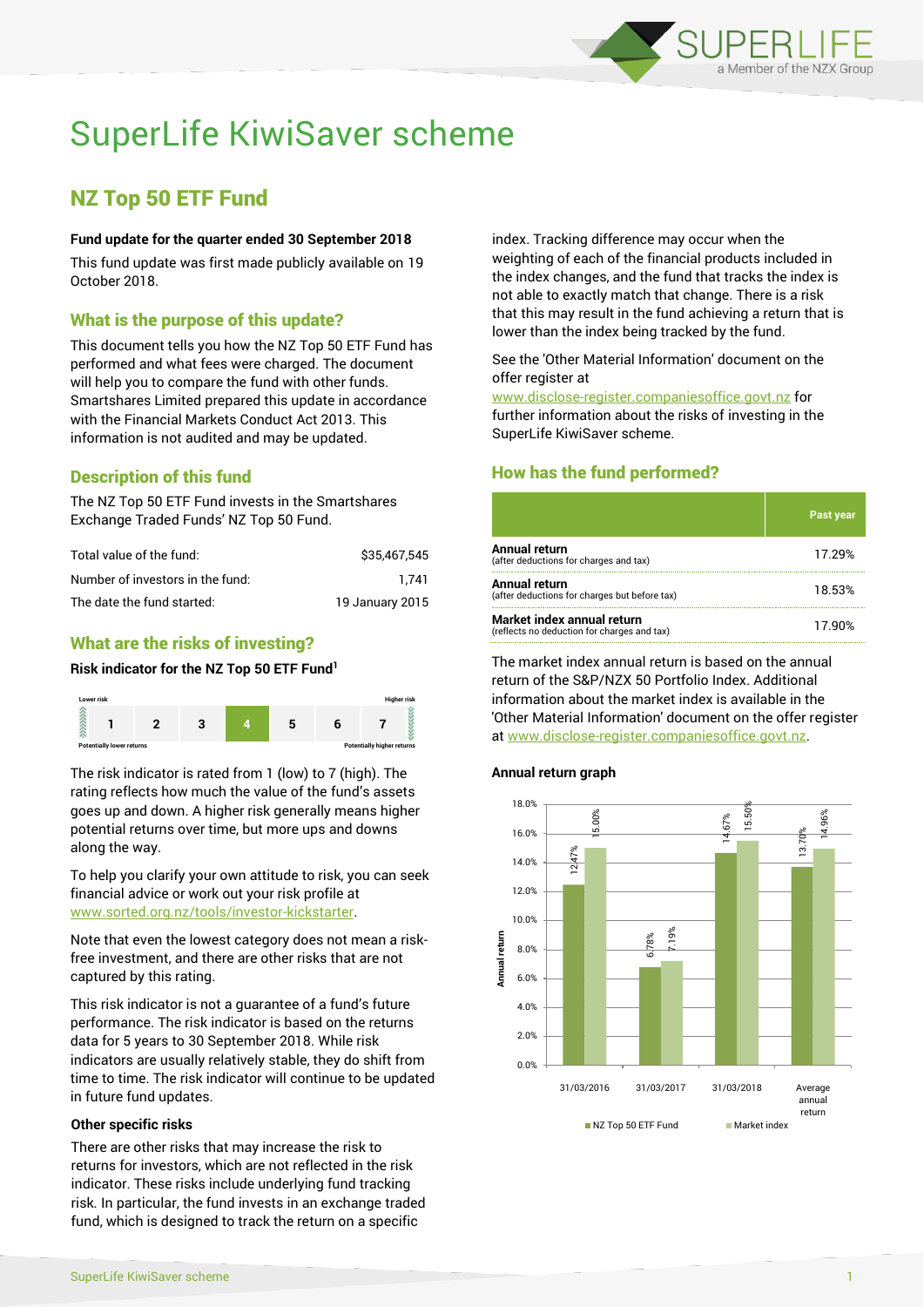# SuperLife KiwiSaver scheme

## NZ Top 50 ETF Fund

**Fund update for the quarter ended 30 September 2018**

This fund update was first made publicly available on 19 October 2018.

### What is the purpose of this update?

This document tells you how the NZ Top 50 ETF Fund has performed and what fees were charged. The document will help you to compare the fund with other funds. Smartshares Limited prepared this update in accordance with the Financial Markets Conduct Act 2013. This information is not audited and may be updated.

### Description of this fund

The NZ Top 50 ETF Fund invests in the Smartshares Exchange Traded Funds' NZ Top 50 Fund.

| | |
|---|---|
| Total value of the fund: | $35,467,545 |
| Number of investors in the fund: | 1,741 |
| The date the fund started: | 19 January 2015 |

### What are the risks of investing?

**Risk indicator for the NZ Top 50 ETF Fund[1]**

| Lower risk | | | | | | Higher risk |
|---|---|---|---|---|---|---|
| 1 | 2 | 3 | **4** | 5 | 6 | 7 |
| Potentially lower returns | | | | | | Potentially higher returns |

The risk indicator is rated from 1 (low) to 7 (high). The rating reflects how much the value of the fund's assets goes up and down. A higher risk generally means higher potential returns over time, but more ups and downs along the way.

To help you clarify your own attitude to risk, you can seek financial advice or work out your risk profile at www.sorted.org.nz/tools/investor-kickstarter.

Note that even the lowest category does not mean a risk-free investment, and there are other risks that are not captured by this rating.

This risk indicator is not a guarantee of a fund's future performance. The risk indicator is based on the returns data for 5 years to 30 September 2018. While risk indicators are usually relatively stable, they do shift from time to time. The risk indicator will continue to be updated in future fund updates.

#### Other specific risks

There are other risks that may increase the risk to returns for investors, which are not reflected in the risk indicator. These include underlying fund tracking risk. In particular, the fund invests in an exchange traded fund, which is designed to track the return on a specific index. Tracking difference may occur when the weighting of each of the financial products included in the index changes, and the fund that tracks the index is not able to exactly match that change. There is a risk that this may result in the fund achieving a return that is lower than the index being tracked by the fund.

See the 'Other Material Information' document on the offer register at www.disclose-register.companiesoffice.govt.nz for further information about the risks of investing in the SuperLife KiwiSaver scheme.

### How has the fund performed?

| | Past year |
|---|---|
| **Annual return** (after deductions for charges and tax) | 17.29% |
| **Annual return** (after deductions for charges but before tax) | 18.53% |
| **Market index annual return** (reflects no deduction for charges and tax) | 17.90% |

The market index annual return is based on the annual return of the S&P/NZX 50 Portfolio Index. Additional information about the market index is available in the 'Other Material Information' document on the offer register at www.disclose-register.companiesoffice.govt.nz.

**Annual return graph**

| | NZ Top 50 ETF Fund | Market index |
|---|---|---|
| 31/03/2016 | 12.47% | 15.00% |
| 31/03/2017 | 6.78% | 7.19% |
| 31/03/2018 | 14.67% | 15.50% |
| Average annual return | 13.70% | 14.96% |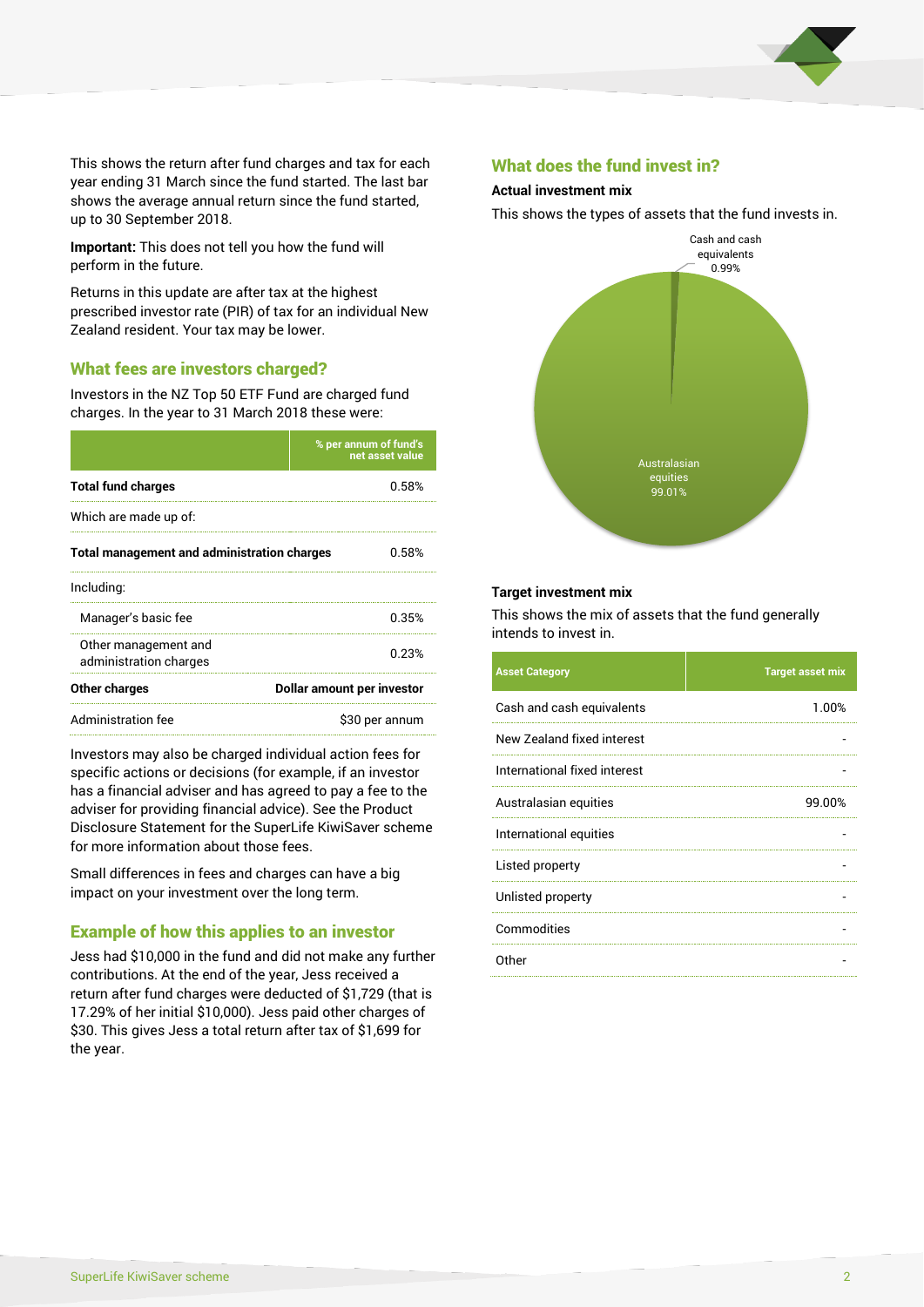This shows the return after fund charges and tax for each year ending 31 March since the fund started. The last bar shows the average annual return since the fund started, up to 30 September 2018.

**Important:** This does not tell you how the fund will perform in the future.

Returns in this update are after tax at the highest prescribed investor rate (PIR) of tax for an individual New Zealand resident. Your tax may be lower.

## What fees are investors charged?

Investors in the NZ Top 50 ETF Fund are charged fund charges. In the year to 31 March 2018 these were:

| | % per annum of fund's net asset value |
|---|---|
| **Total fund charges** | 0.58% |
| Which are made up of: | |
| **Total management and administration charges** | 0.58% |
| Including: | |
| Manager's basic fee | 0.35% |
| Other management and administration charges | 0.23% |
| **Other charges** | **Dollar amount per investor** |
| Administration fee | $30 per annum |

Investors may also be charged individual action fees for specific actions or decisions (for example, if an investor has a financial adviser and has agreed to pay a fee to the adviser for providing financial advice). See the Product Disclosure Statement for the SuperLife KiwiSaver scheme for more information about those fees.

Small differences in fees and charges can have a big impact on your investment over the long term.

## Example of how this applies to an investor

Jess had $10,000 in the fund and did not make any further contributions. At the end of the year, Jess received a return after fund charges were deducted of $1,729 (that is 17.29% of her initial $10,000). Jess paid other charges of $30. This gives Jess a total return after tax of $1,699 for the year.

## What does the fund invest in?

### Actual investment mix

This shows the types of assets that the fund invests in.

Cash and cash equivalents 0.99%

Australasian equities 99.01%

### Target investment mix

This shows the mix of assets that the fund generally intends to invest in.

| Asset Category | Target asset mix |
|---|---|
| Cash and cash equivalents | 1.00% |
| New Zealand fixed interest | - |
| International fixed interest | - |
| Australasian equities | 99.00% |
| International equities | - |
| Listed property | - |
| Unlisted property | - |
| Commodities | - |
| Other | - |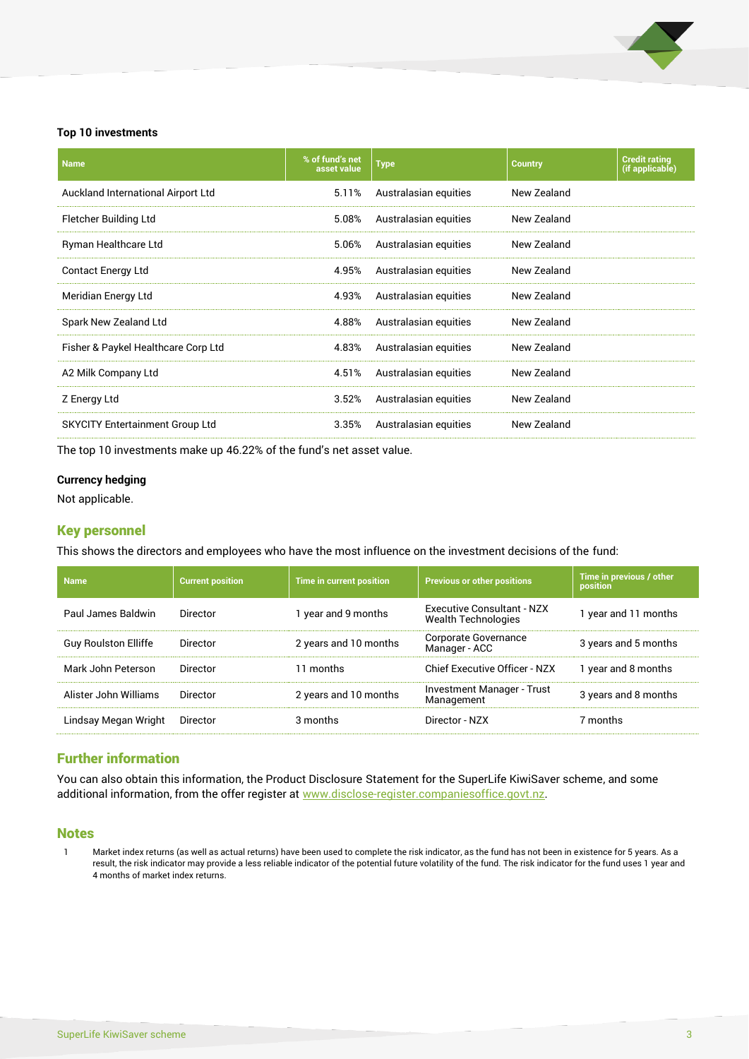### Top 10 investments

| Name | % of fund's net asset value | Type | Country | Credit rating (if applicable) |
|---|---|---|---|---|
| Auckland International Airport Ltd | 5.11% | Australasian equities | New Zealand | |
| Fletcher Building Ltd | 5.08% | Australasian equities | New Zealand | |
| Ryman Healthcare Ltd | 5.06% | Australasian equities | New Zealand | |
| Contact Energy Ltd | 4.95% | Australasian equities | New Zealand | |
| Meridian Energy Ltd | 4.93% | Australasian equities | New Zealand | |
| Spark New Zealand Ltd | 4.88% | Australasian equities | New Zealand | |
| Fisher & Paykel Healthcare Corp Ltd | 4.83% | Australasian equities | New Zealand | |
| A2 Milk Company Ltd | 4.51% | Australasian equities | New Zealand | |
| Z Energy Ltd | 3.52% | Australasian equities | New Zealand | |
| SKYCITY Entertainment Group Ltd | 3.35% | Australasian equities | New Zealand | |

The top 10 investments make up 46.22% of the fund's net asset value.

### Currency hedging

Not applicable.

## Key personnel

This shows the directors and employees who have the most influence on the investment decisions of the fund:

| Name | Current position | Time in current position | Previous or other positions | Time in previous / other position |
|---|---|---|---|---|
| Paul James Baldwin | Director | 1 year and 9 months | Executive Consultant - NZX Wealth Technologies | 1 year and 11 months |
| Guy Roulston Elliffe | Director | 2 years and 10 months | Corporate Governance Manager - ACC | 3 years and 5 months |
| Mark John Peterson | Director | 11 months | Chief Executive Officer - NZX | 1 year and 8 months |
| Alister John Williams | Director | 2 years and 10 months | Investment Manager - Trust Management | 3 years and 8 months |
| Lindsay Megan Wright | Director | 3 months | Director - NZX | 7 months |

## Further information

You can also obtain this information, the Product Disclosure Statement for the SuperLife KiwiSaver scheme, and some additional information, from the offer register at www.disclose-register.companiesoffice.govt.nz.

## Notes

1. Market index returns (as well as actual returns) have been used to complete the risk indicator, as the fund has not been in existence for 5 years. As a result, the risk indicator may provide a less reliable indicator of the potential future volatility of the fund. The risk indicator for the fund uses 1 year and 4 months of market index returns.